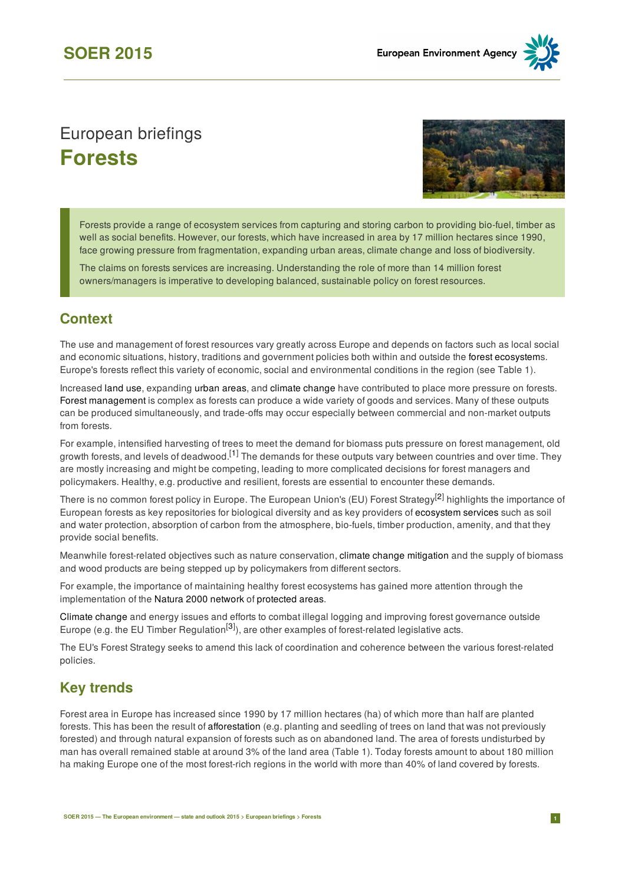# European briefings
## Forests

Forests provide a range of ecosystem services from capturing and storing carbon to providing bio-fuel, timber as well as social benefits. However, our forests, which have increased in area by 17 million hectares since 1990, face growing pressure from fragmentation, expanding urban areas, climate change and loss of biodiversity.

The claims on forests services are increasing. Understanding the role of more than 14 million forest owners/managers is imperative to developing balanced, sustainable policy on forest resources.

## Context

The use and management of forest resources vary greatly across Europe and depends on factors such as local social and economic situations, history, traditions and government policies both within and outside the forest ecosystems. Europe's forests reflect this variety of economic, social and environmental conditions in the region (see Table 1).

Increased land use, expanding urban areas, and climate change have contributed to place more pressure on forests. Forest management is complex as forests can produce a wide variety of goods and services. Many of these outputs can be produced simultaneously, and trade-offs may occur especially between commercial and non-market outputs from forests.

For example, intensified harvesting of trees to meet the demand for biomass puts pressure on forest management, old growth forests, and levels of deadwood.[1] The demands for these outputs vary between countries and over time. They are mostly increasing and might be competing, leading to more complicated decisions for forest managers and policymakers. Healthy, e.g. productive and resilient, forests are essential to encounter these demands.

There is no common forest policy in Europe. The European Union's (EU) Forest Strategy[2] highlights the importance of European forests as key repositories for biological diversity and as key providers of ecosystem services such as soil and water protection, absorption of carbon from the atmosphere, bio-fuels, timber production, amenity, and that they provide social benefits.

Meanwhile forest-related objectives such as nature conservation, climate change mitigation and the supply of biomass and wood products are being stepped up by policymakers from different sectors.

For example, the importance of maintaining healthy forest ecosystems has gained more attention through the implementation of the Natura 2000 network of protected areas.

Climate change and energy issues and efforts to combat illegal logging and improving forest governance outside Europe (e.g. the EU Timber Regulation[3]), are other examples of forest-related legislative acts.

The EU's Forest Strategy seeks to amend this lack of coordination and coherence between the various forest-related policies.

## Key trends

Forest area in Europe has increased since 1990 by 17 million hectares (ha) of which more than half are planted forests. This has been the result of afforestation (e.g. planting and seedling of trees on land that was not previously forested) and through natural expansion of forests such as on abandoned land. The area of forests undisturbed by man has overall remained stable at around 3% of the land area (Table 1). Today forests amount to about 180 million ha making Europe one of the most forest-rich regions in the world with more than 40% of land covered by forests.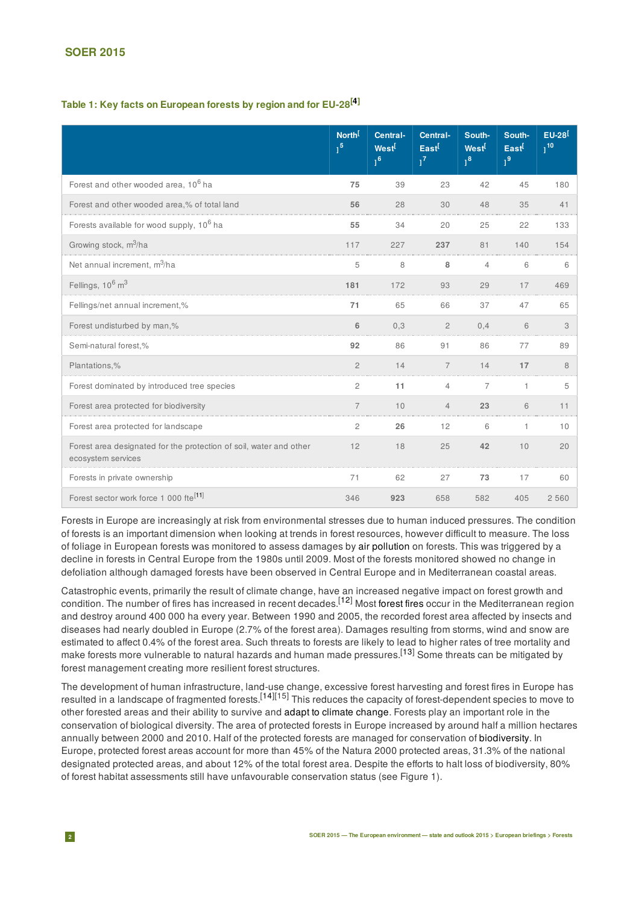### Table 1: Key facts on European forests by region and for EU-28[4]

| | North[5] | Central-West[6] | Central-East[7] | South-West[8] | South-East[9] | EU-28[10] |
|---|---|---|---|---|---|---|
| Forest and other wooded area, $10^6$ ha | **75** | 39 | 23 | 42 | 45 | 180 |
| Forest and other wooded area,% of total land | **56** | 28 | 30 | 48 | 35 | 41 |
| Forests available for wood supply, $10^6$ ha | **55** | 34 | 20 | 25 | 22 | 133 |
| Growing stock, $m^3$/ha | 117 | 227 | **237** | 81 | 140 | 154 |
| Net annual increment, $m^3$/ha | 5 | 8 | **8** | 4 | 6 | 6 |
| Fellings, $10^6$ $m^3$ | **181** | 172 | 93 | 29 | 17 | 469 |
| Fellings/net annual increment,% | **71** | 65 | 66 | 37 | 47 | 65 |
| Forest undisturbed by man,% | **6** | 0,3 | 2 | 0,4 | 6 | 3 |
| Semi-natural forest,% | **92** | 86 | 91 | 86 | 77 | 89 |
| Plantations,% | 2 | 14 | 7 | 14 | **17** | 8 |
| Forest dominated by introduced tree species | 2 | **11** | 4 | 7 | 1 | 5 |
| Forest area protected for biodiversity | 7 | 10 | 4 | **23** | 6 | 11 |
| Forest area protected for landscape | 2 | **26** | 12 | 6 | 1 | 10 |
| Forest area designated for the protection of soil, water and other ecosystem services | 12 | 18 | 25 | **42** | 10 | 20 |
| Forests in private ownership | 71 | 62 | 27 | **73** | 17 | 60 |
| Forest sector work force 1 000 fte[11] | 346 | **923** | 658 | 582 | 405 | 2 560 |

Forests in Europe are increasingly at risk from environmental stresses due to human induced pressures. The condition of forests is an important dimension when looking at trends in forest resources, however difficult to measure. The loss of foliage in European forests was monitored to assess damages by air pollution on forests. This was triggered by a decline in forests in Central Europe from the 1980s until 2009. Most of the forests monitored showed no change in defoliation although damaged forests have been observed in Central Europe and in Mediterranean coastal areas.

Catastrophic events, primarily the result of climate change, have an increased negative impact on forest growth and condition. The number of fires has increased in recent decades.[12] Most forest fires occur in the Mediterranean region and destroy around 400 000 ha every year. Between 1990 and 2005, the recorded forest area affected by insects and diseases had nearly doubled in Europe (2.7% of the forest area). Damages resulting from storms, wind and snow are estimated to affect 0.4% of the forest area. Such threats to forests are likely to lead to higher rates of tree mortality and make forests more vulnerable to natural hazards and human made pressures.[13] Some threats can be mitigated by forest management creating more resilient forest structures.

The development of human infrastructure, land-use change, excessive forest harvesting and forest fires in Europe has resulted in a landscape of fragmented forests.[14][15] This reduces the capacity of forest-dependent species to move to other forested areas and their ability to survive and adapt to climate change. Forests play an important role in the conservation of biological diversity. The area of protected forests in Europe increased by around half a million hectares annually between 2000 and 2010. Half of the protected forests are managed for conservation of biodiversity. In Europe, protected forest areas account for more than 45% of the Natura 2000 protected areas, 31.3% of the national designated protected areas, and about 12% of the total forest area. Despite the efforts to halt loss of biodiversity, 80% of forest habitat assessments still have unfavourable conservation status (see Figure 1).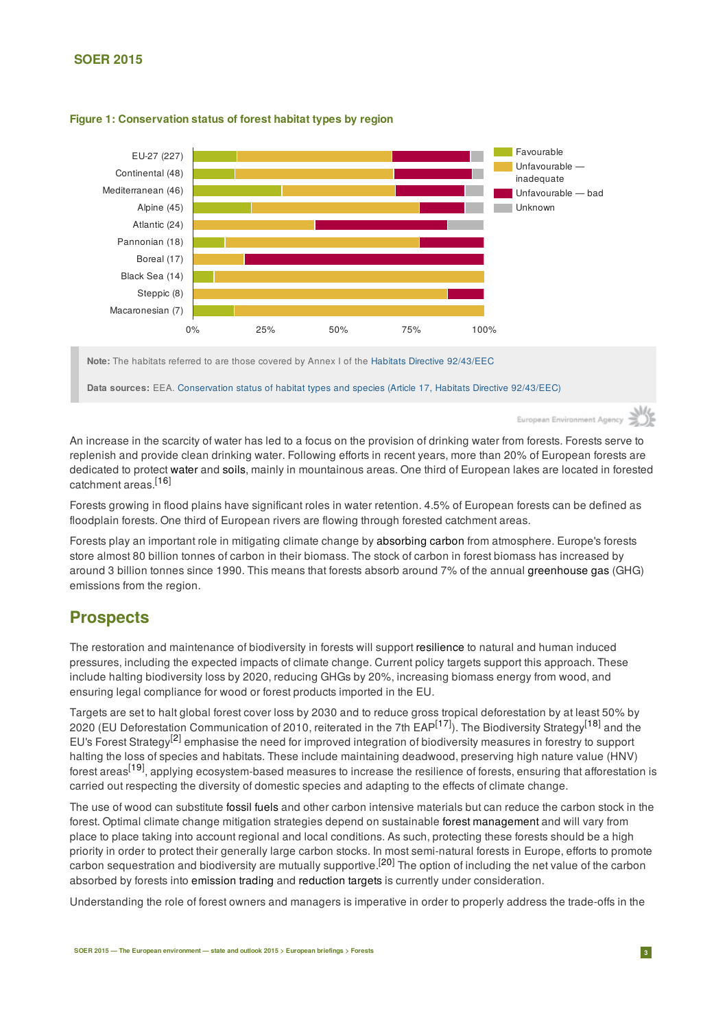**Figure 1: Conservation status of forest habitat types by region**

**Note:** The habitats referred to are those covered by Annex I of the Habitats Directive 92/43/EEC

**Data sources:** EEA. Conservation status of habitat types and species (Article 17, Habitats Directive 92/43/EEC)

An increase in the scarcity of water has led to a focus on the provision of drinking water from forests. Forests serve to replenish and provide clean drinking water. Following efforts in recent years, more than 20% of European forests are dedicated to protect water and soils, mainly in mountainous areas. One third of European lakes are located in forested catchment areas.[16]

Forests growing in flood plains have significant roles in water retention. 4.5% of European forests can be defined as floodplain forests. One third of European rivers are flowing through forested catchment areas.

Forests play an important role in mitigating climate change by absorbing carbon from atmosphere. Europe's forests store almost 80 billion tonnes of carbon in their biomass. The stock of carbon in forest biomass has increased by around 3 billion tonnes since 1990. This means that forests absorb around 7% of the annual greenhouse gas (GHG) emissions from the region.

## Prospects

The restoration and maintenance of biodiversity in forests will support resilience to natural and human induced pressures, including the expected impacts of climate change. Current policy targets support this approach. These include halting biodiversity loss by 2020, reducing GHGs by 20%, increasing biomass energy from wood, and ensuring legal compliance for wood or forest products imported in the EU.

Targets are set to halt global forest cover loss by 2030 and to reduce gross tropical deforestation by at least 50% by 2020 (EU Deforestation Communication of 2010, reiterated in the 7th EAP[17]). The Biodiversity Strategy[18] and the EU's Forest Strategy[2] emphasise the need for improved integration of biodiversity measures in forestry to support halting the loss of species and habitats. These include maintaining deadwood, preserving high nature value (HNV) forest areas[19], applying ecosystem-based measures to increase the resilience of forests, ensuring that afforestation is carried out respecting the diversity of domestic species and adapting to the effects of climate change.

The use of wood can substitute fossil fuels and other carbon intensive materials but can reduce the carbon stock in the forest. Optimal climate change mitigation strategies depend on sustainable forest management and will vary from place to place taking into account regional and local conditions. As such, protecting these forests should be a high priority in order to protect their generally large carbon stocks. In most semi-natural forests in Europe, efforts to promote carbon sequestration and biodiversity are mutually supportive.[20] The option of including the net value of the carbon absorbed by forests into emission trading and reduction targets is currently under consideration.

Understanding the role of forest owners and managers is imperative in order to properly address the trade-offs in the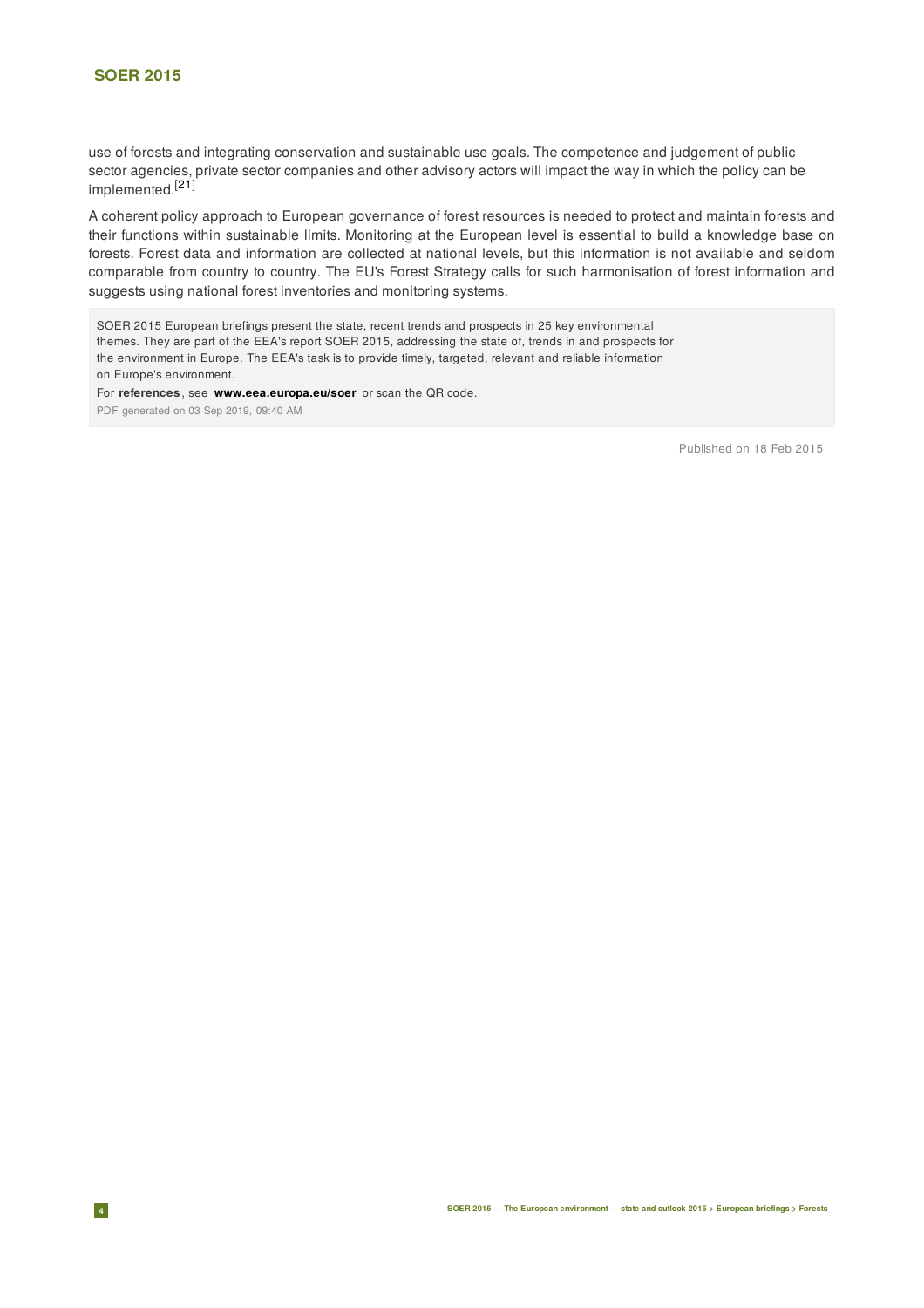use of forests and integrating conservation and sustainable use goals. The competence and judgement of public sector agencies, private sector companies and other advisory actors will impact the way in which the policy can be implemented.[21]

A coherent policy approach to European governance of forest resources is needed to protect and maintain forests and their functions within sustainable limits. Monitoring at the European level is essential to build a knowledge base on forests. Forest data and information are collected at national levels, but this information is not available and seldom comparable from country to country. The EU's Forest Strategy calls for such harmonisation of forest information and suggests using national forest inventories and monitoring systems.

SOER 2015 European briefings present the state, recent trends and prospects in 25 key environmental themes. They are part of the EEA's report SOER 2015, addressing the state of, trends in and prospects for the environment in Europe. The EEA's task is to provide timely, targeted, relevant and reliable information on Europe's environment.

For **references**, see **www.eea.europa.eu/soer** or scan the QR code.

PDF generated on 03 Sep 2019, 09:40 AM

Published on 18 Feb 2015